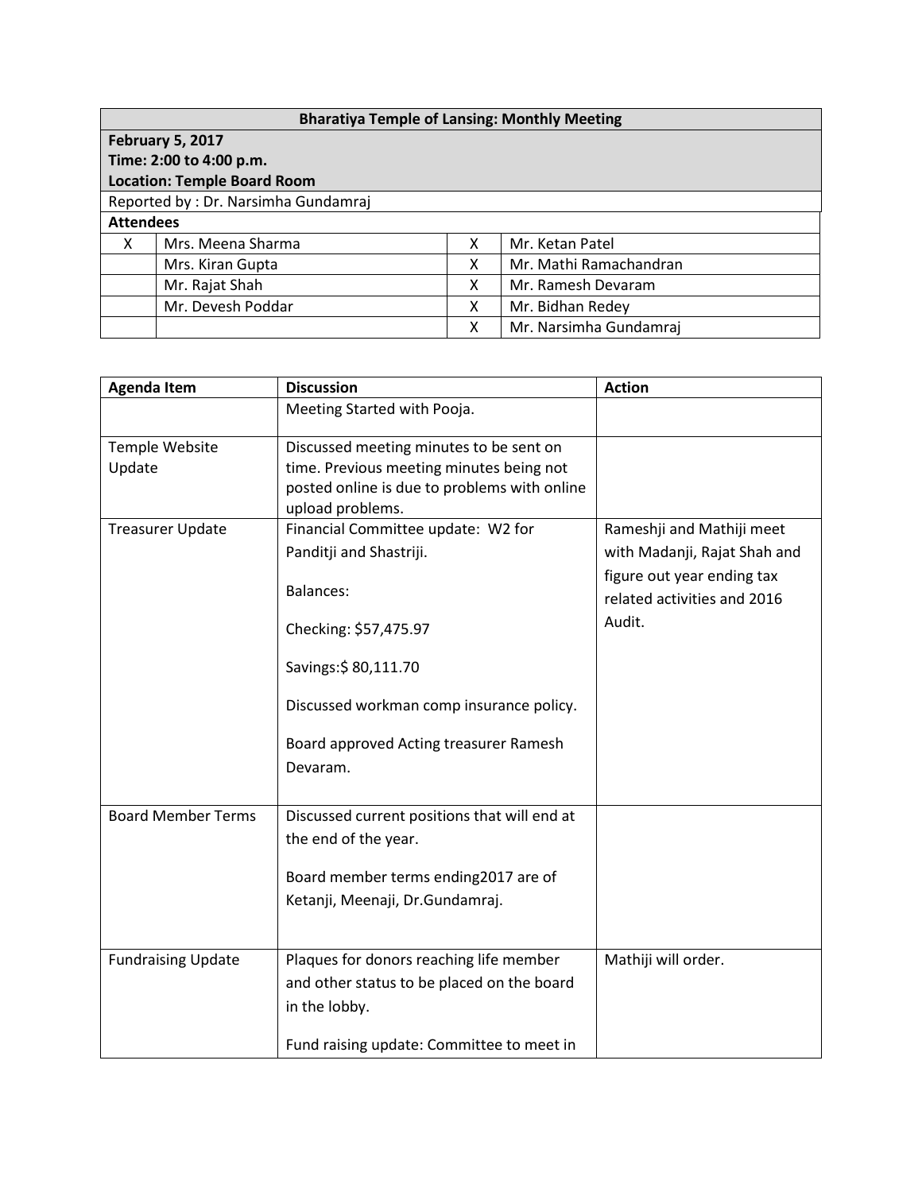| Bharatiya Temple of Lansing: Monthly Meeting | | | |
|---|---|---|---|
| **February 5, 2017**<br>**Time: 2:00 to 4:00 p.m.**<br>**Location: Temple Board Room** | | | |
| Reported by : Dr. Narsimha Gundamraj | | | |
| **Attendees** | | | |
| X | Mrs. Meena Sharma | X | Mr. Ketan Patel |
| | Mrs. Kiran Gupta | X | Mr. Mathi Ramachandran |
| | Mr. Rajat Shah | X | Mr. Ramesh Devaram |
| | Mr. Devesh Poddar | X | Mr. Bidhan Redey |
| | | X | Mr. Narsimha Gundamraj |

| Agenda Item | Discussion | Action |
|---|---|---|
| | Meeting Started with Pooja. | |
| Temple Website Update | Discussed meeting minutes to be sent on time. Previous meeting minutes being not posted online is due to problems with online upload problems. | |
| Treasurer Update | Financial Committee update: W2 for Panditji and Shastriji.<br><br>Balances:<br><br>Checking: $57,475.97<br><br>Savings:$ 80,111.70<br><br>Discussed workman comp insurance policy.<br><br>Board approved Acting treasurer Ramesh Devaram. | Rameshji and Mathiji meet with Madanji, Rajat Shah and figure out year ending tax related activities and 2016 Audit. |
| Board Member Terms | Discussed current positions that will end at the end of the year.<br><br>Board member terms ending2017 are of Ketanji, Meenaji, Dr.Gundamraj. | |
| Fundraising Update | Plaques for donors reaching life member and other status to be placed on the board in the lobby.<br><br>Fund raising update: Committee to meet in | Mathiji will order. |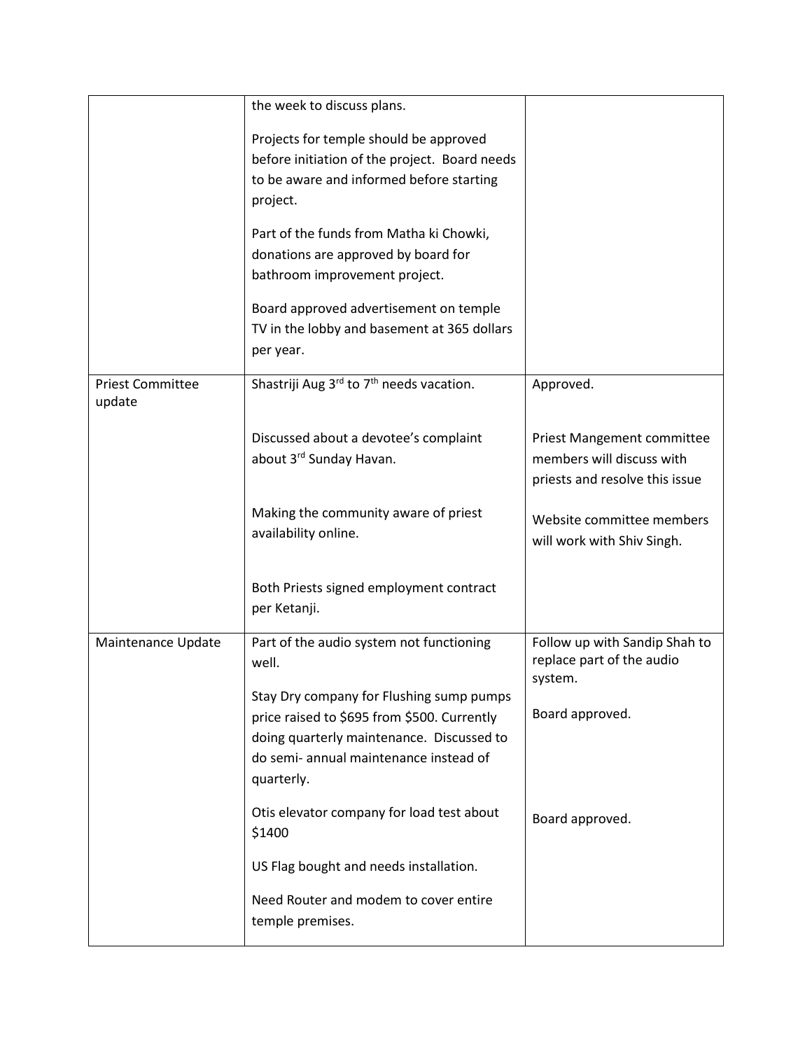| | | |
|---|---|---|
| | the week to discuss plans.<br><br>Projects for temple should be approved before initiation of the project. Board needs to be aware and informed before starting project.<br><br>Part of the funds from Matha ki Chowki, donations are approved by board for bathroom improvement project.<br><br>Board approved advertisement on temple TV in the lobby and basement at 365 dollars per year. | |
| Priest Committee update | Shastriji Aug 3rd to 7th needs vacation. | Approved. |
| | Discussed about a devotee's complaint about 3rd Sunday Havan. | Priest Mangement committee members will discuss with priests and resolve this issue |
| | Making the community aware of priest availability online. | Website committee members will work with Shiv Singh. |
| | Both Priests signed employment contract per Ketanji. | |
| Maintenance Update | Part of the audio system not functioning well. | Follow up with Sandip Shah to replace part of the audio system. |
| | Stay Dry company for Flushing sump pumps price raised to $695 from $500. Currently doing quarterly maintenance. Discussed to do semi- annual maintenance instead of quarterly. | Board approved. |
| | Otis elevator company for load test about $1400 | Board approved. |
| | US Flag bought and needs installation. | |
| | Need Router and modem to cover entire temple premises. | |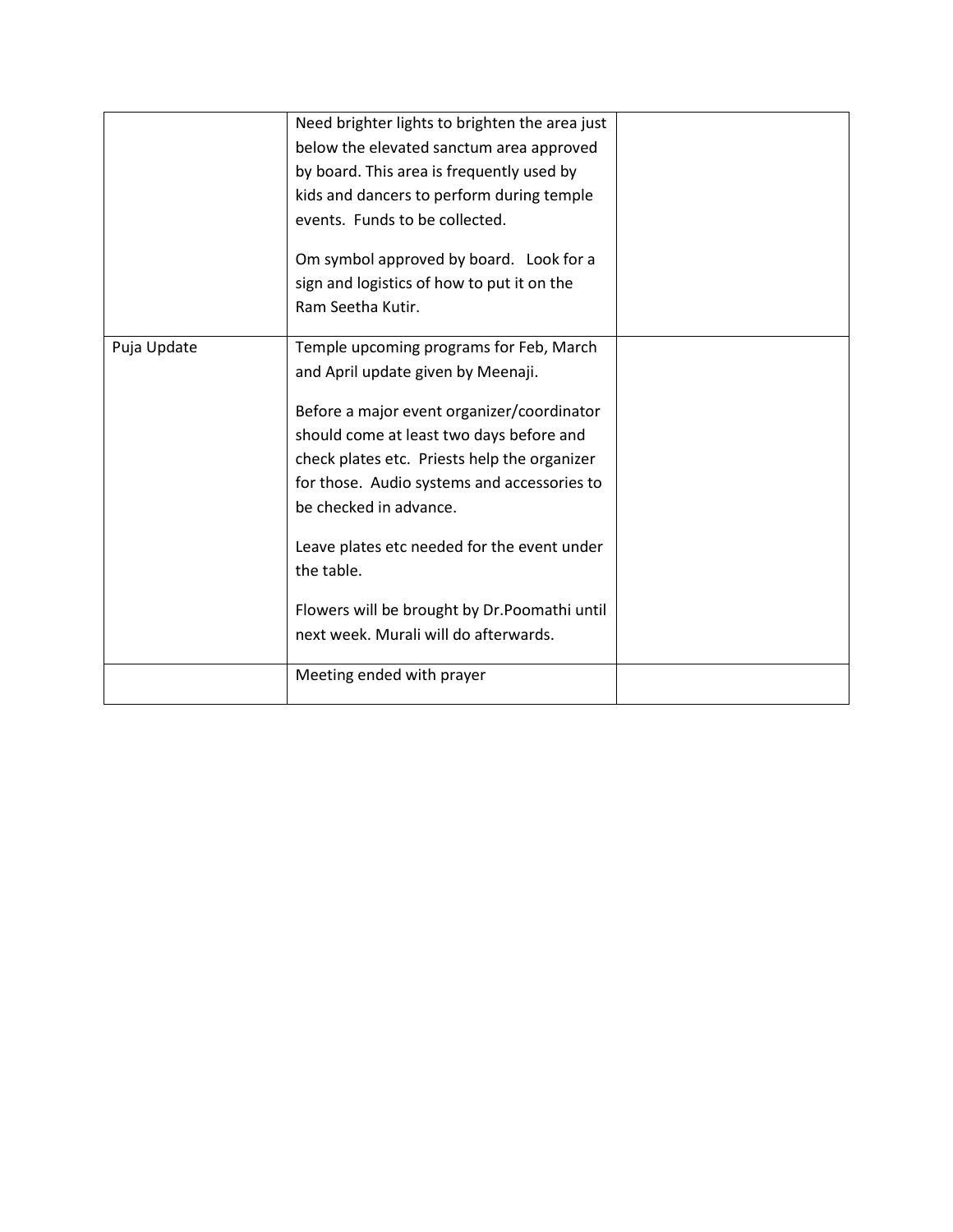| | | |
|---|---|---|
| | Need brighter lights to brighten the area just below the elevated sanctum area approved by board. This area is frequently used by kids and dancers to perform during temple events. Funds to be collected.<br><br>Om symbol approved by board. Look for a sign and logistics of how to put it on the Ram Seetha Kutir. | |
| Puja Update | Temple upcoming programs for Feb, March and April update given by Meenaji.<br><br>Before a major event organizer/coordinator should come at least two days before and check plates etc. Priests help the organizer for those. Audio systems and accessories to be checked in advance.<br><br>Leave plates etc needed for the event under the table.<br><br>Flowers will be brought by Dr.Poomathi until next week. Murali will do afterwards. | |
| | Meeting ended with prayer | |